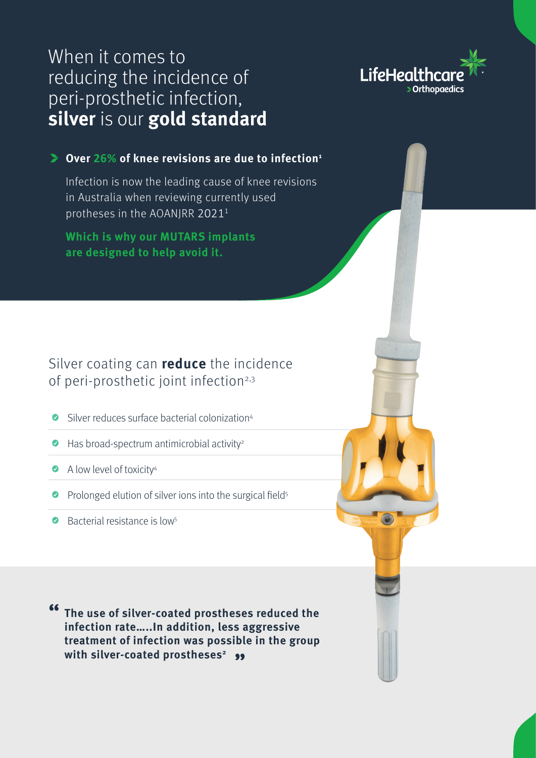# When it comes to reducing the incidence of peri-prosthetic infection, **silver** is our **gold standard**

LifeHealthcare
Orthopaedics

**Over 26% of knee revisions are due to infection[1]**

Infection is now the leading cause of knee revisions in Australia when reviewing currently used protheses in the AOANJRR 2021[1]

**Which is why our MUTARS implants are designed to help avoid it.**

## Silver coating can **reduce** the incidence of peri-prosthetic joint infection[2,3]

- Silver reduces surface bacterial colonization[4]
- Has broad-spectrum antimicrobial activity[2]
- A low level of toxicity[4]
- Prolonged elution of silver ions into the surgical field[5]
- Bacterial resistance is low[5]

> **"The use of silver-coated prostheses reduced the infection rate.....In addition, less aggressive treatment of infection was possible in the group with silver-coated prostheses[2]"**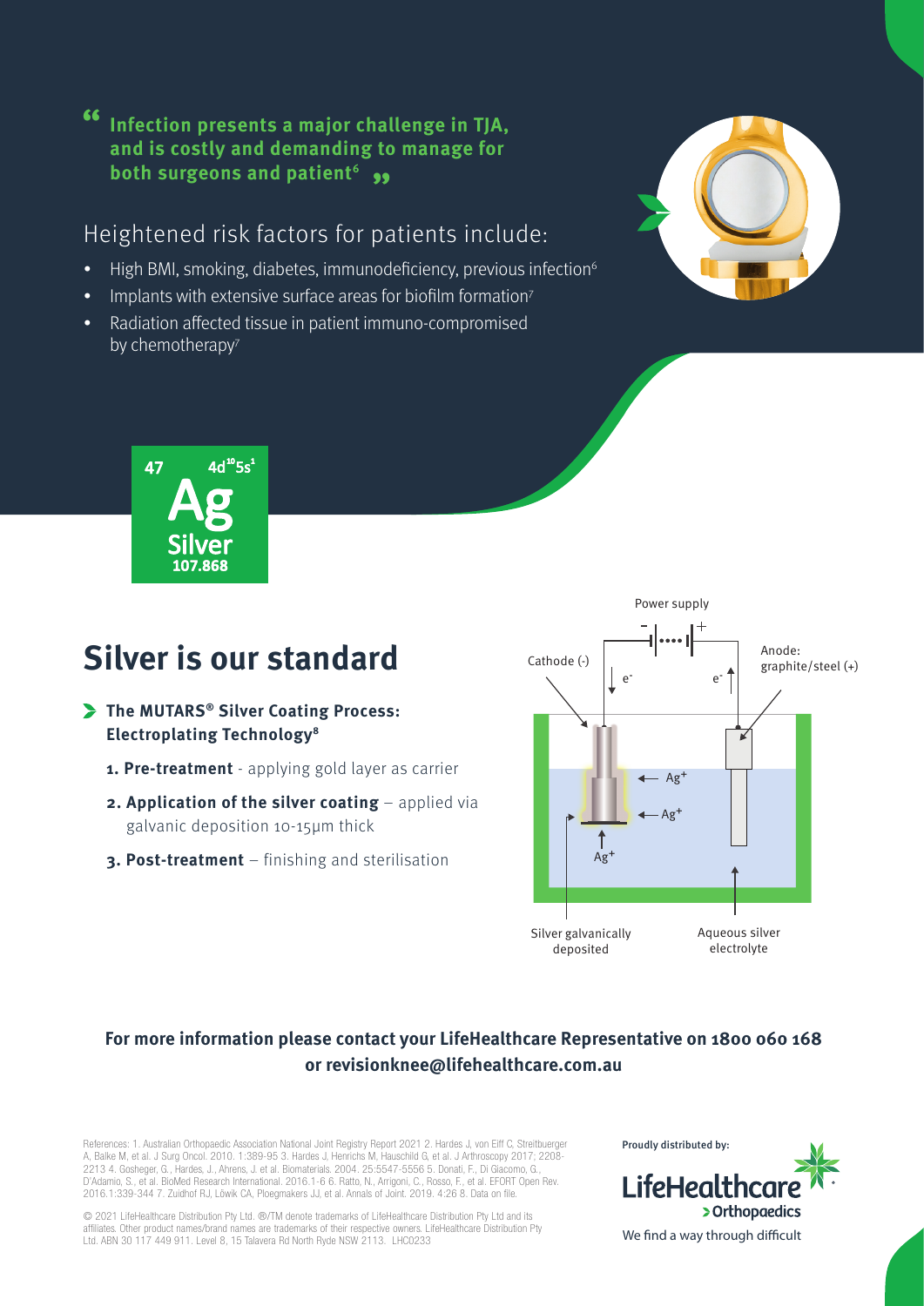> **"Infection presents a major challenge in TJA, and is costly and demanding to manage for both surgeons and patient[6]"**

## Heightened risk factors for patients include:

- High BMI, smoking, diabetes, immunodeficiency, previous infection[6]
- Implants with extensive surface areas for biofilm formation[7]
- Radiation affected tissue in patient immuno-compromised by chemotherapy[7]

47 $4d^{10}5s^1$
Ag
Silver
107.868

# Silver is our standard

**The MUTARS® Silver Coating Process: Electroplating Technology[8]**

1. **Pre-treatment** - applying gold layer as carrier
2. **Application of the silver coating** – applied via galvanic deposition 10-15µm thick
3. **Post-treatment** – finishing and sterilisation

Power supply
Cathode (-)
Anode: graphite/steel (+)
$e^-$
$e^-$
$Ag^+$
$Ag^+$
$Ag^+$
Silver galvanically deposited
Aqueous silver electrolyte

**For more information please contact your LifeHealthcare Representative on 1800 060 168 or revisionknee@lifehealthcare.com.au**

References: 1. Australian Orthopaedic Association National Joint Registry Report 2021 2. Hardes J, von Eiff C, Streitbuerger A, Balke M, et al. J Surg Oncol. 2010. 1:389-95 3. Hardes J, Henrichs M, Hauschild G, et al. J Arthroscopy 2017; 2208-2213 4. Gosheger, G., Hardes, J., Ahrens, J. et al. Biomaterials. 2004. 25:5547-5556 5. Donati, F., Di Giacomo, G., D'Adamio, S., et al. BioMed Research International. 2016.1-6 6. Ratto, N., Arrigoni, C., Rosso, F., et al. EFORT Open Rev. 2016.1:339-344 7. Zuidhof RJ, Löwik CA, Ploegmakers JJ, et al. Annals of Joint. 2019. 4:26 8. Data on file.

© 2021 LifeHealthcare Distribution Pty Ltd. ®/TM denote trademarks of LifeHealthcare Distribution Pty Ltd and its affiliates. Other product names/brand names are trademarks of their respective owners. LifeHealthcare Distribution Pty Ltd. ABN 30 117 449 911. Level 8, 15 Talavera Rd North Ryde NSW 2113. LHC0233

Proudly distributed by:

LifeHealthcare
> Orthopaedics
We find a way through difficult